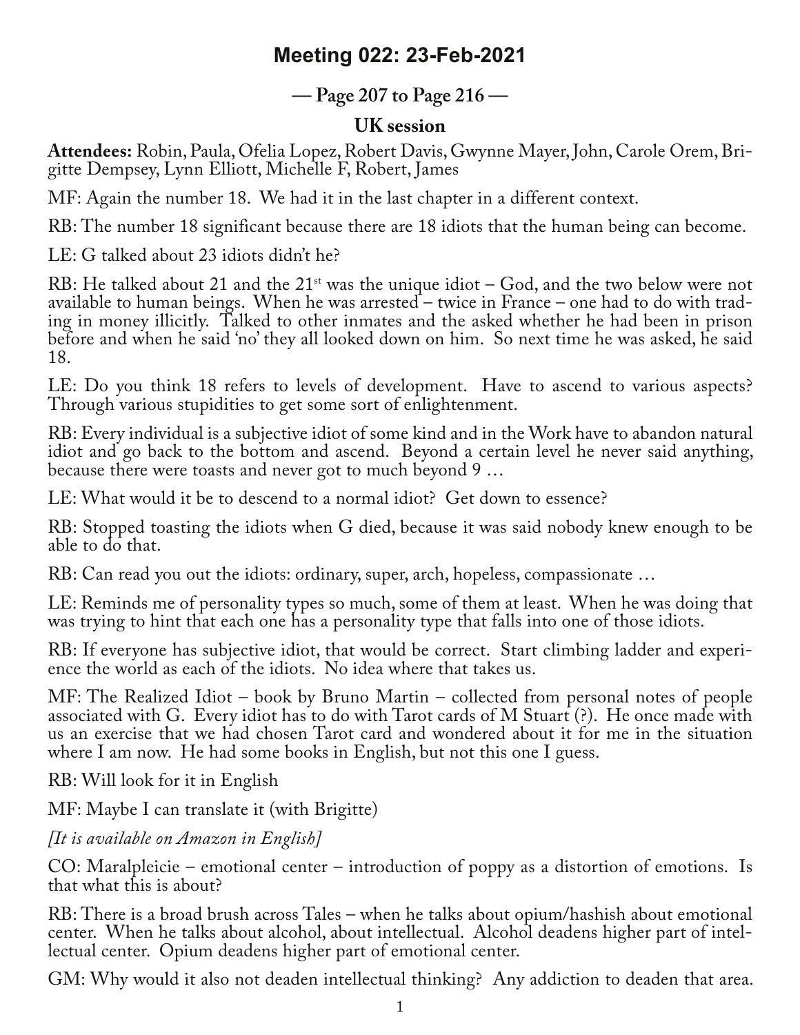# Meeting 022: 23-Feb-2021

## — Page 207 to Page 216 —

### UK session

**Attendees:** Robin, Paula, Ofelia Lopez, Robert Davis, Gwynne Mayer, John, Carole Orem, Brigitte Dempsey, Lynn Elliott, Michelle F, Robert, James

MF: Again the number 18. We had it in the last chapter in a different context.

RB: The number 18 significant because there are 18 idiots that the human being can become.

LE: G talked about 23 idiots didn't he?

RB: He talked about 21 and the 21st was the unique idiot – God, and the two below were not available to human beings. When he was arrested – twice in France – one had to do with trading in money illicitly. Talked to other inmates and the asked whether he had been in prison before and when he said 'no' they all looked down on him. So next time he was asked, he said 18.

LE: Do you think 18 refers to levels of development. Have to ascend to various aspects? Through various stupidities to get some sort of enlightenment.

RB: Every individual is a subjective idiot of some kind and in the Work have to abandon natural idiot and go back to the bottom and ascend. Beyond a certain level he never said anything, because there were toasts and never got to much beyond 9 …

LE: What would it be to descend to a normal idiot? Get down to essence?

RB: Stopped toasting the idiots when G died, because it was said nobody knew enough to be able to do that.

RB: Can read you out the idiots: ordinary, super, arch, hopeless, compassionate …

LE: Reminds me of personality types so much, some of them at least. When he was doing that was trying to hint that each one has a personality type that falls into one of those idiots.

RB: If everyone has subjective idiot, that would be correct. Start climbing ladder and experience the world as each of the idiots. No idea where that takes us.

MF: The Realized Idiot – book by Bruno Martin – collected from personal notes of people associated with G. Every idiot has to do with Tarot cards of M Stuart (?). He once made with us an exercise that we had chosen Tarot card and wondered about it for me in the situation where I am now. He had some books in English, but not this one I guess.

RB: Will look for it in English

MF: Maybe I can translate it (with Brigitte)

*[It is available on Amazon in English]*

CO: Maralpleicie – emotional center – introduction of poppy as a distortion of emotions. Is that what this is about?

RB: There is a broad brush across Tales – when he talks about opium/hashish about emotional center. When he talks about alcohol, about intellectual. Alcohol deadens higher part of intellectual center. Opium deadens higher part of emotional center.

GM: Why would it also not deaden intellectual thinking? Any addiction to deaden that area.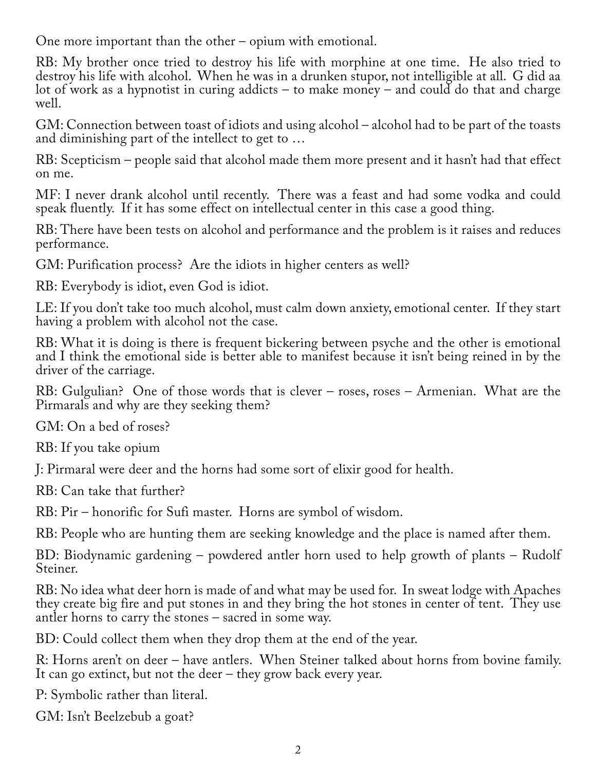One more important than the other – opium with emotional.

RB: My brother once tried to destroy his life with morphine at one time. He also tried to destroy his life with alcohol. When he was in a drunken stupor, not intelligible at all. G did aa lot of work as a hypnotist in curing addicts – to make money – and could do that and charge well.

GM: Connection between toast of idiots and using alcohol – alcohol had to be part of the toasts and diminishing part of the intellect to get to …

RB: Scepticism – people said that alcohol made them more present and it hasn't had that effect on me.

MF: I never drank alcohol until recently. There was a feast and had some vodka and could speak fluently. If it has some effect on intellectual center in this case a good thing.

RB: There have been tests on alcohol and performance and the problem is it raises and reduces performance.

GM: Purification process? Are the idiots in higher centers as well?

RB: Everybody is idiot, even God is idiot.

LE: If you don't take too much alcohol, must calm down anxiety, emotional center. If they start having a problem with alcohol not the case.

RB: What it is doing is there is frequent bickering between psyche and the other is emotional and I think the emotional side is better able to manifest because it isn't being reined in by the driver of the carriage.

RB: Gulgulian? One of those words that is clever – roses, roses – Armenian. What are the Pirmarals and why are they seeking them?

GM: On a bed of roses?

RB: If you take opium

J: Pirmaral were deer and the horns had some sort of elixir good for health.

RB: Can take that further?

RB: Pir – honorific for Sufi master. Horns are symbol of wisdom.

RB: People who are hunting them are seeking knowledge and the place is named after them.

BD: Biodynamic gardening – powdered antler horn used to help growth of plants – Rudolf Steiner.

RB: No idea what deer horn is made of and what may be used for. In sweat lodge with Apaches they create big fire and put stones in and they bring the hot stones in center of tent. They use antler horns to carry the stones – sacred in some way.

BD: Could collect them when they drop them at the end of the year.

R: Horns aren't on deer – have antlers. When Steiner talked about horns from bovine family. It can go extinct, but not the deer – they grow back every year.

P: Symbolic rather than literal.

GM: Isn't Beelzebub a goat?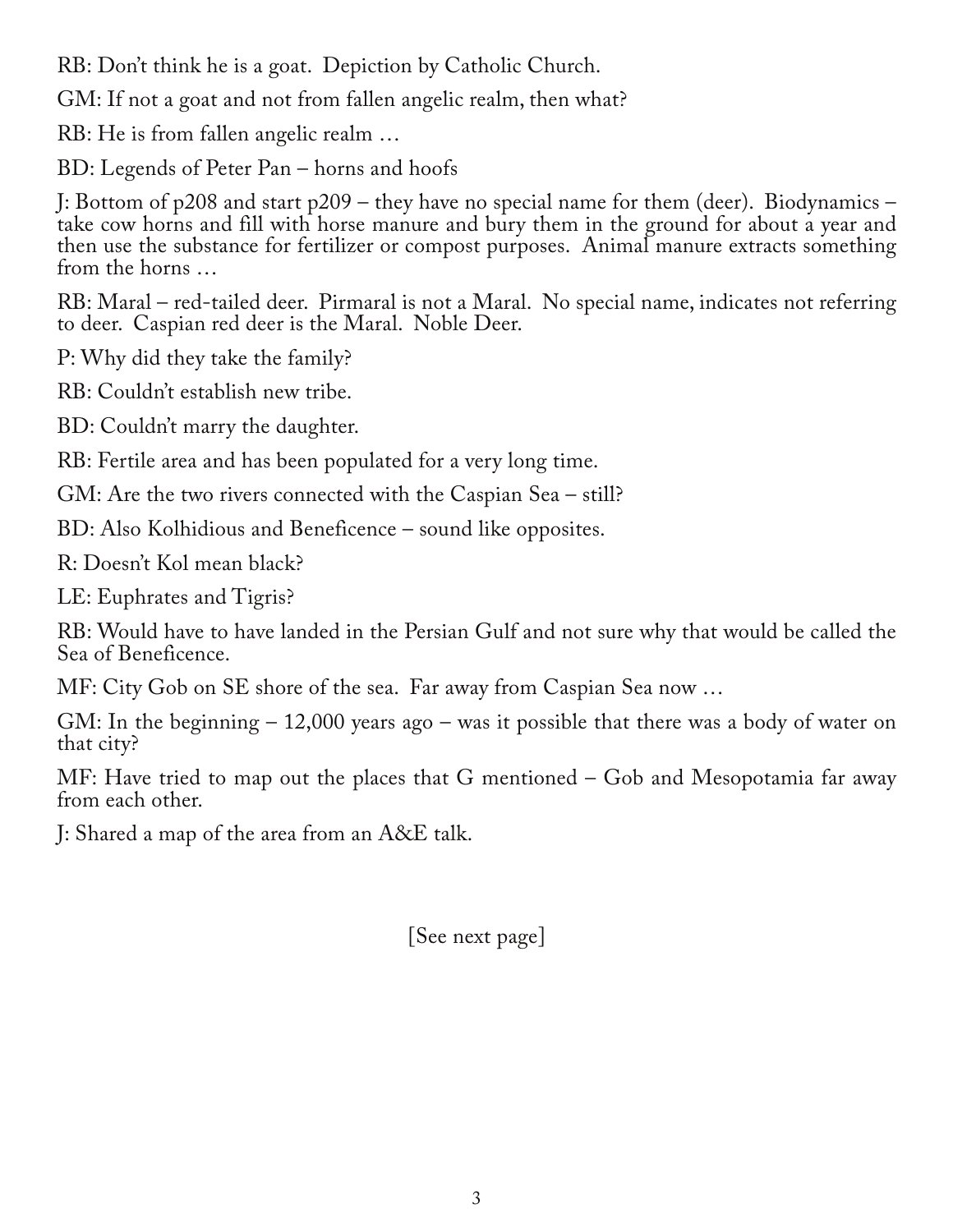RB: Don't think he is a goat. Depiction by Catholic Church.

GM: If not a goat and not from fallen angelic realm, then what?

RB: He is from fallen angelic realm …

BD: Legends of Peter Pan – horns and hoofs

J: Bottom of p208 and start p209 – they have no special name for them (deer). Biodynamics – take cow horns and fill with horse manure and bury them in the ground for about a year and then use the substance for fertilizer or compost purposes. Animal manure extracts something from the horns …

RB: Maral – red-tailed deer. Pirmaral is not a Maral. No special name, indicates not referring to deer. Caspian red deer is the Maral. Noble Deer.

P: Why did they take the family?

RB: Couldn't establish new tribe.

BD: Couldn't marry the daughter.

RB: Fertile area and has been populated for a very long time.

GM: Are the two rivers connected with the Caspian Sea – still?

BD: Also Kolhidious and Beneficence – sound like opposites.

R: Doesn't Kol mean black?

LE: Euphrates and Tigris?

RB: Would have to have landed in the Persian Gulf and not sure why that would be called the Sea of Beneficence.

MF: City Gob on SE shore of the sea. Far away from Caspian Sea now …

GM: In the beginning – 12,000 years ago – was it possible that there was a body of water on that city?

MF: Have tried to map out the places that G mentioned – Gob and Mesopotamia far away from each other.

J: Shared a map of the area from an A&E talk.

[See next page]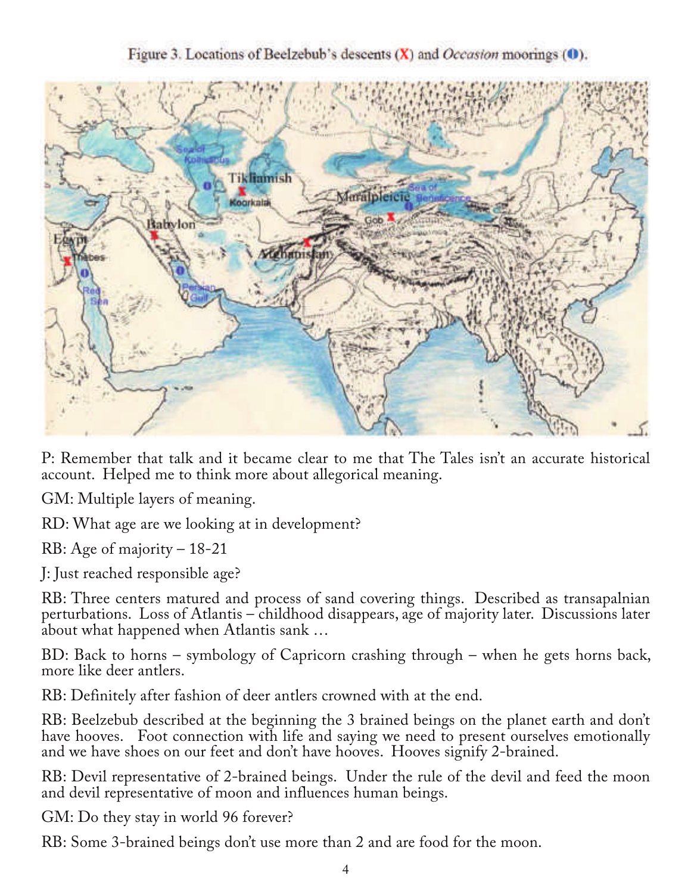Figure 3. Locations of Beelzebub's descents (X) and *Occasion* moorings (0).

P: Remember that talk and it became clear to me that The Tales isn't an accurate historical account. Helped me to think more about allegorical meaning.

GM: Multiple layers of meaning.

RD: What age are we looking at in development?

RB: Age of majority – 18-21

J: Just reached responsible age?

RB: Three centers matured and process of sand covering things. Described as transapalnian perturbations. Loss of Atlantis – childhood disappears, age of majority later. Discussions later about what happened when Atlantis sank …

BD: Back to horns – symbology of Capricorn crashing through – when he gets horns back, more like deer antlers.

RB: Definitely after fashion of deer antlers crowned with at the end.

RB: Beelzebub described at the beginning the 3 brained beings on the planet earth and don't have hooves. Foot connection with life and saying we need to present ourselves emotionally and we have shoes on our feet and don't have hooves. Hooves signify 2-brained.

RB: Devil representative of 2-brained beings. Under the rule of the devil and feed the moon and devil representative of moon and influences human beings.

GM: Do they stay in world 96 forever?

RB: Some 3-brained beings don't use more than 2 and are food for the moon.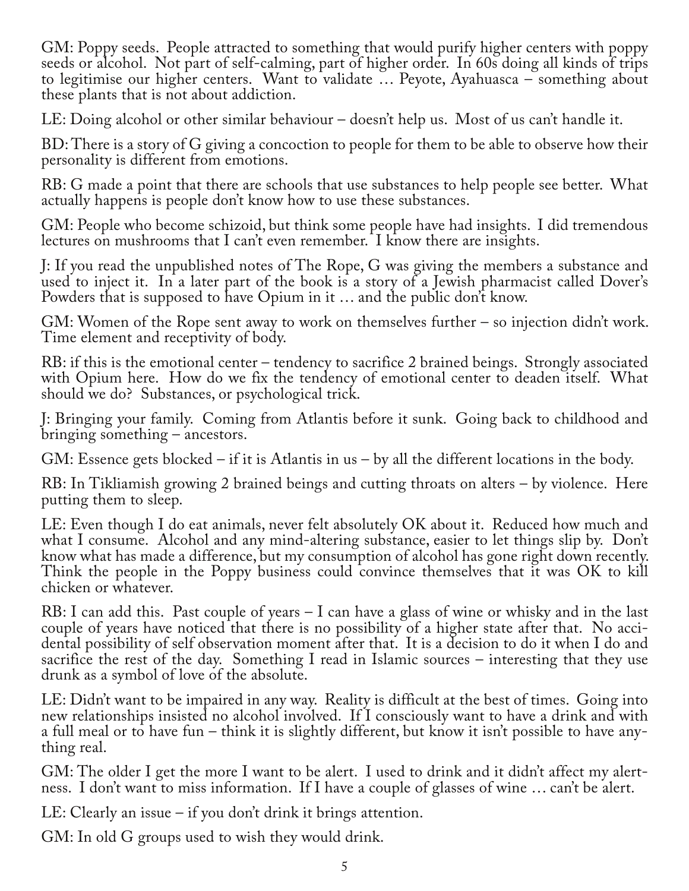GM: Poppy seeds. People attracted to something that would purify higher centers with poppy seeds or alcohol. Not part of self-calming, part of higher order. In 60s doing all kinds of trips to legitimise our higher centers. Want to validate … Peyote, Ayahuasca – something about these plants that is not about addiction.

LE: Doing alcohol or other similar behaviour – doesn't help us. Most of us can't handle it.

BD: There is a story of G giving a concoction to people for them to be able to observe how their personality is different from emotions.

RB: G made a point that there are schools that use substances to help people see better. What actually happens is people don't know how to use these substances.

GM: People who become schizoid, but think some people have had insights. I did tremendous lectures on mushrooms that I can't even remember. I know there are insights.

J: If you read the unpublished notes of The Rope, G was giving the members a substance and used to inject it. In a later part of the book is a story of a Jewish pharmacist called Dover's Powders that is supposed to have Opium in it … and the public don't know.

GM: Women of the Rope sent away to work on themselves further – so injection didn't work. Time element and receptivity of body.

RB: if this is the emotional center – tendency to sacrifice 2 brained beings. Strongly associated with Opium here. How do we fix the tendency of emotional center to deaden itself. What should we do? Substances, or psychological trick.

J: Bringing your family. Coming from Atlantis before it sunk. Going back to childhood and bringing something – ancestors.

GM: Essence gets blocked – if it is Atlantis in us – by all the different locations in the body.

RB: In Tikliamish growing 2 brained beings and cutting throats on alters – by violence. Here putting them to sleep.

LE: Even though I do eat animals, never felt absolutely OK about it. Reduced how much and what I consume. Alcohol and any mind-altering substance, easier to let things slip by. Don't know what has made a difference, but my consumption of alcohol has gone right down recently. Think the people in the Poppy business could convince themselves that it was OK to kill chicken or whatever.

RB: I can add this. Past couple of years – I can have a glass of wine or whisky and in the last couple of years have noticed that there is no possibility of a higher state after that. No accidental possibility of self observation moment after that. It is a decision to do it when I do and sacrifice the rest of the day. Something I read in Islamic sources – interesting that they use drunk as a symbol of love of the absolute.

LE: Didn't want to be impaired in any way. Reality is difficult at the best of times. Going into new relationships insisted no alcohol involved. If I consciously want to have a drink and with a full meal or to have fun – think it is slightly different, but know it isn't possible to have anything real.

GM: The older I get the more I want to be alert. I used to drink and it didn't affect my alertness. I don't want to miss information. If I have a couple of glasses of wine … can't be alert.

LE: Clearly an issue – if you don't drink it brings attention.

GM: In old G groups used to wish they would drink.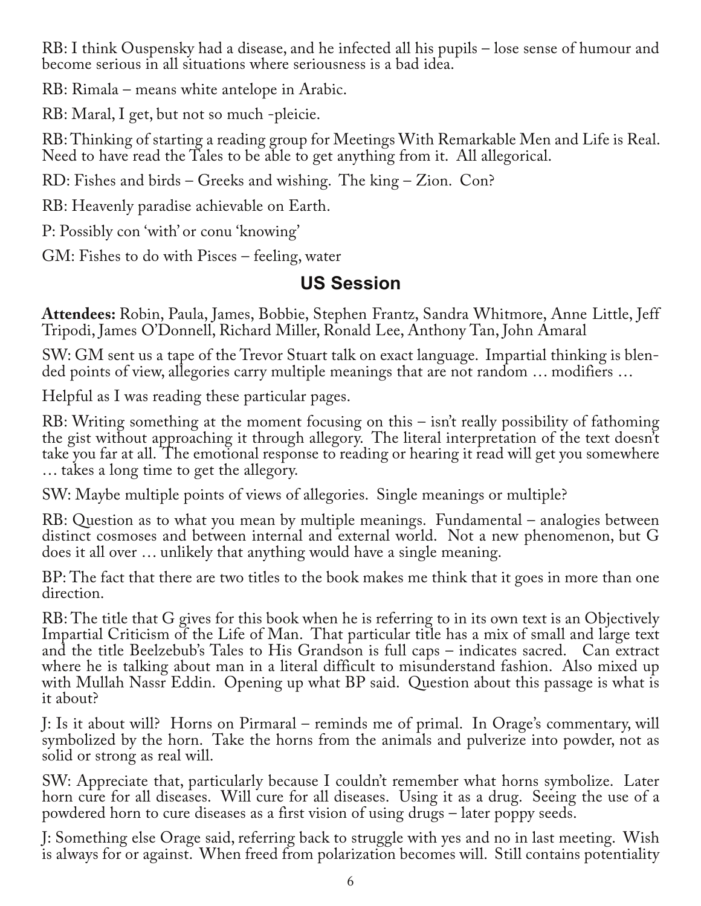RB: I think Ouspensky had a disease, and he infected all his pupils – lose sense of humour and become serious in all situations where seriousness is a bad idea.

RB: Rimala – means white antelope in Arabic.

RB: Maral, I get, but not so much -pleicie.

RB: Thinking of starting a reading group for Meetings With Remarkable Men and Life is Real. Need to have read the Tales to be able to get anything from it. All allegorical.

RD: Fishes and birds – Greeks and wishing. The king – Zion. Con?

RB: Heavenly paradise achievable on Earth.

P: Possibly con 'with' or conu 'knowing'

GM: Fishes to do with Pisces – feeling, water

## US Session

**Attendees:** Robin, Paula, James, Bobbie, Stephen Frantz, Sandra Whitmore, Anne Little, Jeff Tripodi, James O'Donnell, Richard Miller, Ronald Lee, Anthony Tan, John Amaral

SW: GM sent us a tape of the Trevor Stuart talk on exact language. Impartial thinking is blended points of view, allegories carry multiple meanings that are not random … modifiers …

Helpful as I was reading these particular pages.

RB: Writing something at the moment focusing on this – isn't really possibility of fathoming the gist without approaching it through allegory. The literal interpretation of the text doesn't take you far at all. The emotional response to reading or hearing it read will get you somewhere … takes a long time to get the allegory.

SW: Maybe multiple points of views of allegories. Single meanings or multiple?

RB: Question as to what you mean by multiple meanings. Fundamental – analogies between distinct cosmoses and between internal and external world. Not a new phenomenon, but G does it all over … unlikely that anything would have a single meaning.

BP: The fact that there are two titles to the book makes me think that it goes in more than one direction.

RB: The title that G gives for this book when he is referring to in its own text is an Objectively Impartial Criticism of the Life of Man. That particular title has a mix of small and large text and the title Beelzebub's Tales to His Grandson is full caps – indicates sacred. Can extract where he is talking about man in a literal difficult to misunderstand fashion. Also mixed up with Mullah Nassr Eddin. Opening up what BP said. Question about this passage is what is it about?

J: Is it about will? Horns on Pirmaral – reminds me of primal. In Orage's commentary, will symbolized by the horn. Take the horns from the animals and pulverize into powder, not as solid or strong as real will.

SW: Appreciate that, particularly because I couldn't remember what horns symbolize. Later horn cure for all diseases. Will cure for all diseases. Using it as a drug. Seeing the use of a powdered horn to cure diseases as a first vision of using drugs – later poppy seeds.

J: Something else Orage said, referring back to struggle with yes and no in last meeting. Wish is always for or against. When freed from polarization becomes will. Still contains potentiality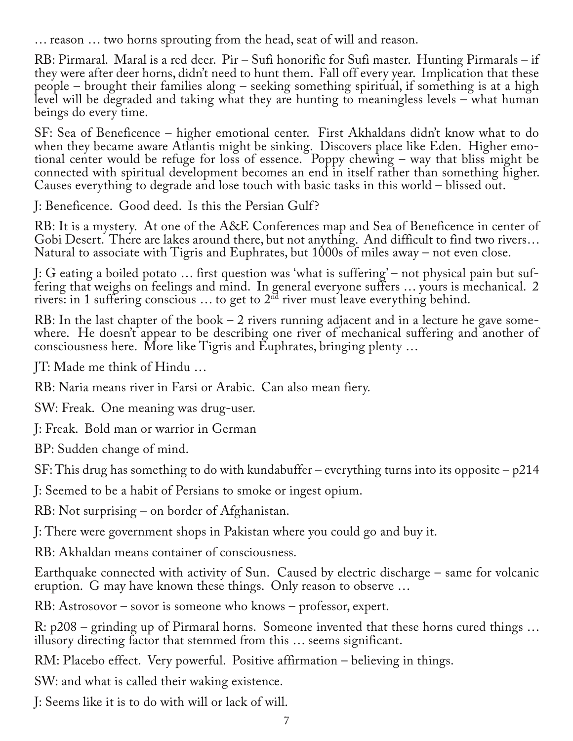… reason … two horns sprouting from the head, seat of will and reason.

RB: Pirmaral. Maral is a red deer. Pir – Sufi honorific for Sufi master. Hunting Pirmarals – if they were after deer horns, didn't need to hunt them. Fall off every year. Implication that these people – brought their families along – seeking something spiritual, if something is at a high level will be degraded and taking what they are hunting to meaningless levels – what human beings do every time.

SF: Sea of Beneficence – higher emotional center. First Akhaldans didn't know what to do when they became aware Atlantis might be sinking. Discovers place like Eden. Higher emotional center would be refuge for loss of essence. Poppy chewing – way that bliss might be connected with spiritual development becomes an end in itself rather than something higher. Causes everything to degrade and lose touch with basic tasks in this world – blissed out.

J: Beneficence. Good deed. Is this the Persian Gulf?

RB: It is a mystery. At one of the A&E Conferences map and Sea of Beneficence in center of Gobi Desert. There are lakes around there, but not anything. And difficult to find two rivers… Natural to associate with Tigris and Euphrates, but 1000s of miles away – not even close.

J: G eating a boiled potato … first question was 'what is suffering' – not physical pain but suffering that weighs on feelings and mind. In general everyone suffers … yours is mechanical. 2 rivers: in 1 suffering conscious … to get to 2nd river must leave everything behind.

RB: In the last chapter of the book – 2 rivers running adjacent and in a lecture he gave somewhere. He doesn't appear to be describing one river of mechanical suffering and another of consciousness here. More like Tigris and Euphrates, bringing plenty …

JT: Made me think of Hindu …

RB: Naria means river in Farsi or Arabic. Can also mean fiery.

SW: Freak. One meaning was drug-user.

J: Freak. Bold man or warrior in German

BP: Sudden change of mind.

SF: This drug has something to do with kundabuffer – everything turns into its opposite – p214

J: Seemed to be a habit of Persians to smoke or ingest opium.

RB: Not surprising – on border of Afghanistan.

J: There were government shops in Pakistan where you could go and buy it.

RB: Akhaldan means container of consciousness.

Earthquake connected with activity of Sun. Caused by electric discharge – same for volcanic eruption. G may have known these things. Only reason to observe …

RB: Astrosovor – sovor is someone who knows – professor, expert.

R: p208 – grinding up of Pirmaral horns. Someone invented that these horns cured things … illusory directing factor that stemmed from this … seems significant.

RM: Placebo effect. Very powerful. Positive affirmation – believing in things.

SW: and what is called their waking existence.

J: Seems like it is to do with will or lack of will.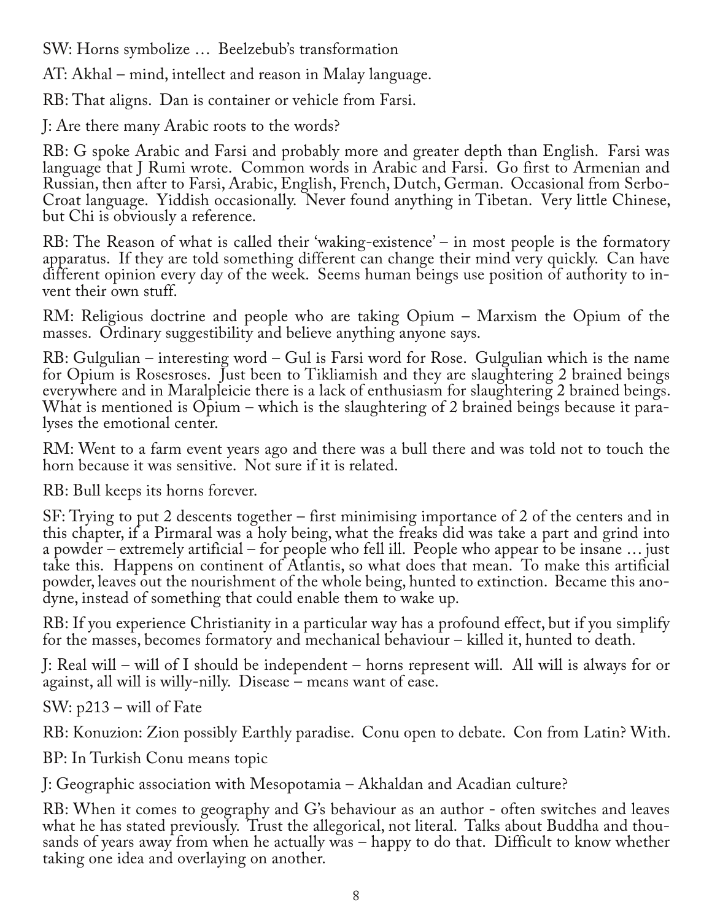SW: Horns symbolize … Beelzebub's transformation

AT: Akhal – mind, intellect and reason in Malay language.

RB: That aligns. Dan is container or vehicle from Farsi.

J: Are there many Arabic roots to the words?

RB: G spoke Arabic and Farsi and probably more and greater depth than English. Farsi was language that J Rumi wrote. Common words in Arabic and Farsi. Go first to Armenian and Russian, then after to Farsi, Arabic, English, French, Dutch, German. Occasional from Serbo-Croat language. Yiddish occasionally. Never found anything in Tibetan. Very little Chinese, but Chi is obviously a reference.

RB: The Reason of what is called their 'waking-existence' – in most people is the formatory apparatus. If they are told something different can change their mind very quickly. Can have different opinion every day of the week. Seems human beings use position of authority to invent their own stuff.

RM: Religious doctrine and people who are taking Opium – Marxism the Opium of the masses. Ordinary suggestibility and believe anything anyone says.

RB: Gulgulian – interesting word – Gul is Farsi word for Rose. Gulgulian which is the name for Opium is Rosesroses. Just been to Tikliamish and they are slaughtering 2 brained beings everywhere and in Maralpleicie there is a lack of enthusiasm for slaughtering 2 brained beings. What is mentioned is Opium – which is the slaughtering of 2 brained beings because it paralyses the emotional center.

RM: Went to a farm event years ago and there was a bull there and was told not to touch the horn because it was sensitive. Not sure if it is related.

RB: Bull keeps its horns forever.

SF: Trying to put 2 descents together – first minimising importance of 2 of the centers and in this chapter, if a Pirmaral was a holy being, what the freaks did was take a part and grind into a powder – extremely artificial – for people who fell ill. People who appear to be insane … just take this. Happens on continent of Atlantis, so what does that mean. To make this artificial powder, leaves out the nourishment of the whole being, hunted to extinction. Became this anodyne, instead of something that could enable them to wake up.

RB: If you experience Christianity in a particular way has a profound effect, but if you simplify for the masses, becomes formatory and mechanical behaviour – killed it, hunted to death.

J: Real will – will of I should be independent – horns represent will. All will is always for or against, all will is willy-nilly. Disease – means want of ease.

SW: p213 – will of Fate

RB: Konuzion: Zion possibly Earthly paradise. Conu open to debate. Con from Latin? With.

BP: In Turkish Conu means topic

J: Geographic association with Mesopotamia – Akhaldan and Acadian culture?

RB: When it comes to geography and G's behaviour as an author - often switches and leaves what he has stated previously. Trust the allegorical, not literal. Talks about Buddha and thousands of years away from when he actually was – happy to do that. Difficult to know whether taking one idea and overlaying on another.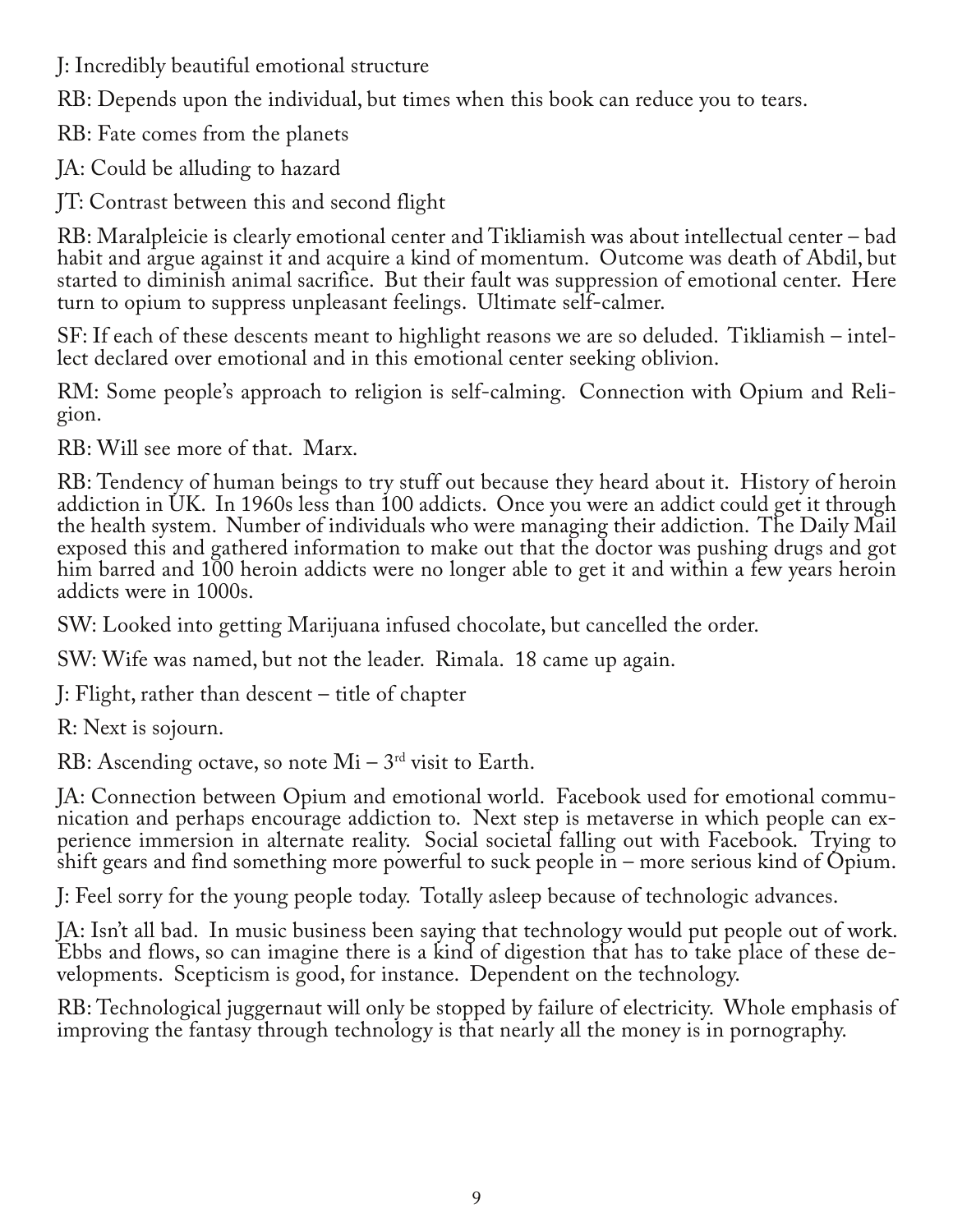J: Incredibly beautiful emotional structure

RB: Depends upon the individual, but times when this book can reduce you to tears.

RB: Fate comes from the planets

JA: Could be alluding to hazard

JT: Contrast between this and second flight

RB: Maralpleicie is clearly emotional center and Tikliamish was about intellectual center – bad habit and argue against it and acquire a kind of momentum. Outcome was death of Abdil, but started to diminish animal sacrifice. But their fault was suppression of emotional center. Here turn to opium to suppress unpleasant feelings. Ultimate self-calmer.

SF: If each of these descents meant to highlight reasons we are so deluded. Tikliamish – intellect declared over emotional and in this emotional center seeking oblivion.

RM: Some people's approach to religion is self-calming. Connection with Opium and Religion.

RB: Will see more of that. Marx.

RB: Tendency of human beings to try stuff out because they heard about it. History of heroin addiction in UK. In 1960s less than 100 addicts. Once you were an addict could get it through the health system. Number of individuals who were managing their addiction. The Daily Mail exposed this and gathered information to make out that the doctor was pushing drugs and got him barred and 100 heroin addicts were no longer able to get it and within a few years heroin addicts were in 1000s.

SW: Looked into getting Marijuana infused chocolate, but cancelled the order.

SW: Wife was named, but not the leader. Rimala. 18 came up again.

J: Flight, rather than descent – title of chapter

R: Next is sojourn.

RB: Ascending octave, so note Mi – 3rd visit to Earth.

JA: Connection between Opium and emotional world. Facebook used for emotional communication and perhaps encourage addiction to. Next step is metaverse in which people can experience immersion in alternate reality. Social societal falling out with Facebook. Trying to shift gears and find something more powerful to suck people in – more serious kind of Opium.

J: Feel sorry for the young people today. Totally asleep because of technologic advances.

JA: Isn't all bad. In music business been saying that technology would put people out of work. Ebbs and flows, so can imagine there is a kind of digestion that has to take place of these developments. Scepticism is good, for instance. Dependent on the technology.

RB: Technological juggernaut will only be stopped by failure of electricity. Whole emphasis of improving the fantasy through technology is that nearly all the money is in pornography.